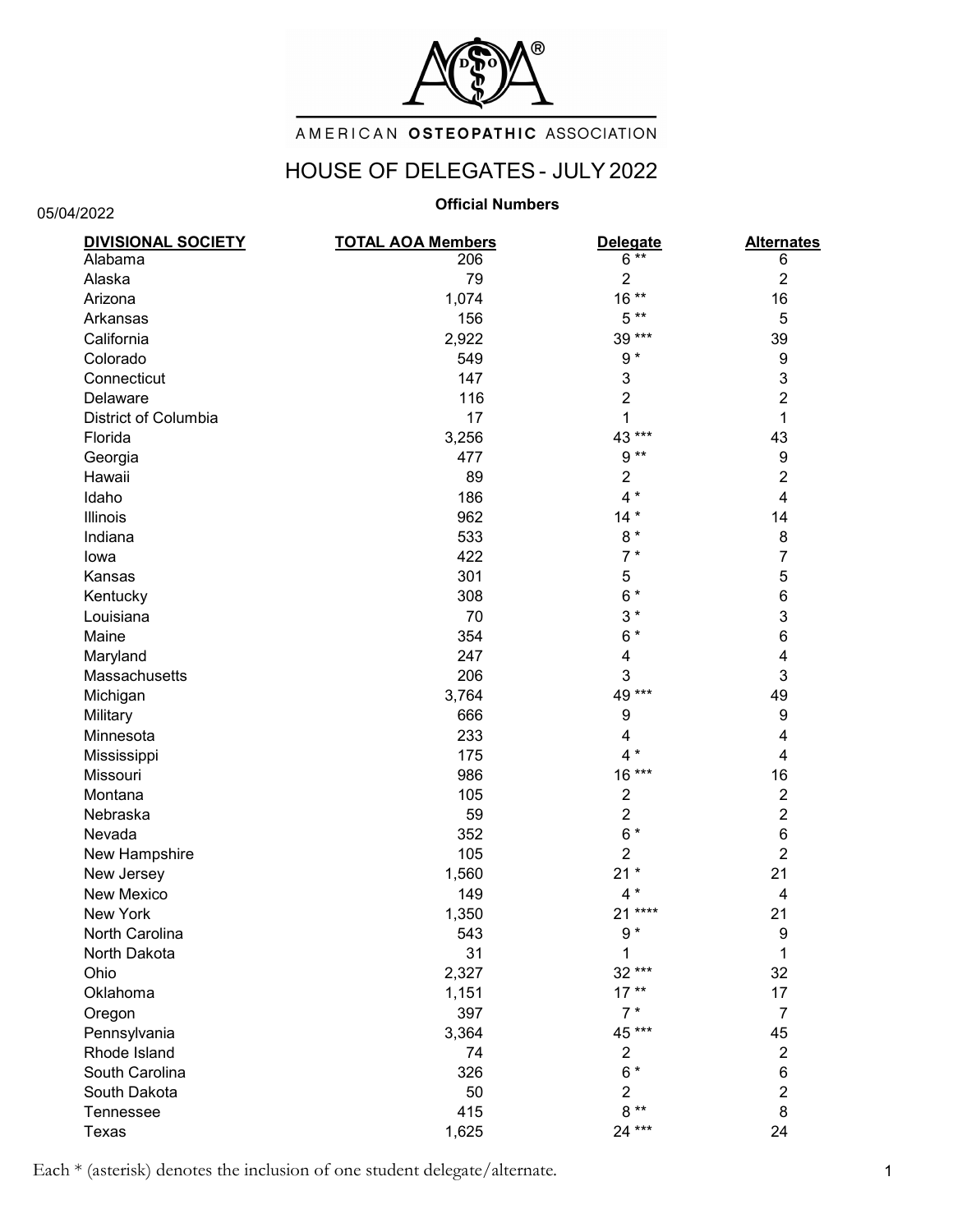AMERICAN **OSTEOPATHIC** ASSOCIATION

# HOUSE OF DELEGATES - JULY 2022

**Official Numbers**

05/04/2022

| DIVISIONAL SOCIETY | TOTAL AOA Members | Delegate | Alternates |
|---|---|---|---|
| Alabama | 206 | 6 ** | 6 |
| Alaska | 79 | 2 | 2 |
| Arizona | 1,074 | 16 ** | 16 |
| Arkansas | 156 | 5 ** | 5 |
| California | 2,922 | 39 *** | 39 |
| Colorado | 549 | 9 * | 9 |
| Connecticut | 147 | 3 | 3 |
| Delaware | 116 | 2 | 2 |
| District of Columbia | 17 | 1 | 1 |
| Florida | 3,256 | 43 *** | 43 |
| Georgia | 477 | 9 ** | 9 |
| Hawaii | 89 | 2 | 2 |
| Idaho | 186 | 4 * | 4 |
| Illinois | 962 | 14 * | 14 |
| Indiana | 533 | 8 * | 8 |
| Iowa | 422 | 7 * | 7 |
| Kansas | 301 | 5 | 5 |
| Kentucky | 308 | 6 * | 6 |
| Louisiana | 70 | 3 * | 3 |
| Maine | 354 | 6 * | 6 |
| Maryland | 247 | 4 | 4 |
| Massachusetts | 206 | 3 | 3 |
| Michigan | 3,764 | 49 *** | 49 |
| Military | 666 | 9 | 9 |
| Minnesota | 233 | 4 | 4 |
| Mississippi | 175 | 4 * | 4 |
| Missouri | 986 | 16 *** | 16 |
| Montana | 105 | 2 | 2 |
| Nebraska | 59 | 2 | 2 |
| Nevada | 352 | 6 * | 6 |
| New Hampshire | 105 | 2 | 2 |
| New Jersey | 1,560 | 21 * | 21 |
| New Mexico | 149 | 4 * | 4 |
| New York | 1,350 | 21 **** | 21 |
| North Carolina | 543 | 9 * | 9 |
| North Dakota | 31 | 1 | 1 |
| Ohio | 2,327 | 32 *** | 32 |
| Oklahoma | 1,151 | 17 ** | 17 |
| Oregon | 397 | 7 * | 7 |
| Pennsylvania | 3,364 | 45 *** | 45 |
| Rhode Island | 74 | 2 | 2 |
| South Carolina | 326 | 6 * | 6 |
| South Dakota | 50 | 2 | 2 |
| Tennessee | 415 | 8 ** | 8 |
| Texas | 1,625 | 24 *** | 24 |

Each * (asterisk) denotes the inclusion of one student delegate/alternate.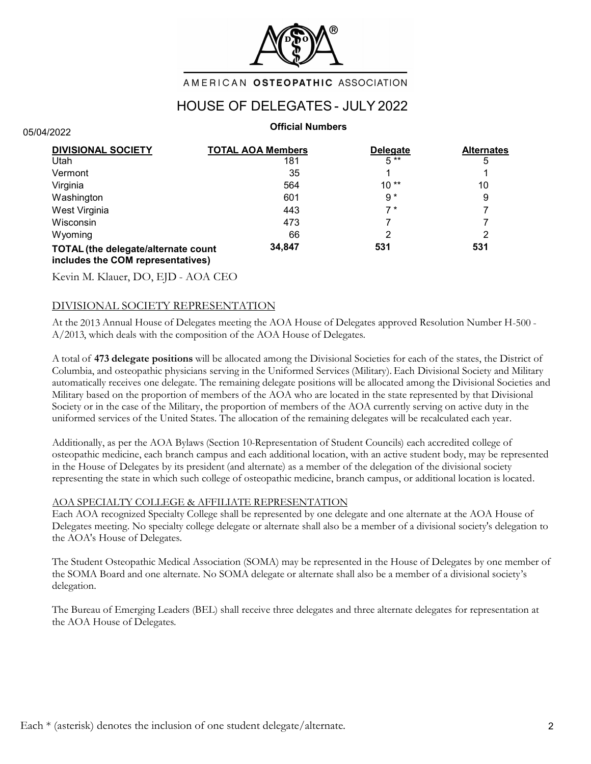AMERICAN **OSTEOPATHIC** ASSOCIATION

# HOUSE OF DELEGATES - JULY 2022

05/04/2022

**Official Numbers**

| DIVISIONAL SOCIETY | TOTAL AOA Members | Delegate | Alternates |
|---|---|---|---|
| Utah | 181 | 5 ** | 5 |
| Vermont | 35 | 1 | 1 |
| Virginia | 564 | 10 ** | 10 |
| Washington | 601 | 9 * | 9 |
| West Virginia | 443 | 7 * | 7 |
| Wisconsin | 473 | 7 | 7 |
| Wyoming | 66 | 2 | 2 |
| **TOTAL (the delegate/alternate count includes the COM representatives)** | **34,847** | **531** | **531** |

Kevin M. Klauer, DO, EJD - AOA CEO

## DIVISIONAL SOCIETY REPRESENTATION

At the 2013 Annual House of Delegates meeting the AOA House of Delegates approved Resolution Number H-500 - A/2013, which deals with the composition of the AOA House of Delegates.

A total of **473 delegate positions** will be allocated among the Divisional Societies for each of the states, the District of Columbia, and osteopathic physicians serving in the Uniformed Services (Military). Each Divisional Society and Military automatically receives one delegate. The remaining delegate positions will be allocated among the Divisional Societies and Military based on the proportion of members of the AOA who are located in the state represented by that Divisional Society or in the case of the Military, the proportion of members of the AOA currently serving on active duty in the uniformed services of the United States. The allocation of the remaining delegates will be recalculated each year.

Additionally, as per the AOA Bylaws (Section 10-Representation of Student Councils) each accredited college of osteopathic medicine, each branch campus and each additional location, with an active student body, may be represented in the House of Delegates by its president (and alternate) as a member of the delegation of the divisional society representing the state in which such college of osteopathic medicine, branch campus, or additional location is located.

## AOA SPECIALTY COLLEGE & AFFILIATE REPRESENTATION

Each AOA recognized Specialty College shall be represented by one delegate and one alternate at the AOA House of Delegates meeting. No specialty college delegate or alternate shall also be a member of a divisional society's delegation to the AOA's House of Delegates.

The Student Osteopathic Medical Association (SOMA) may be represented in the House of Delegates by one member of the SOMA Board and one alternate. No SOMA delegate or alternate shall also be a member of a divisional society's delegation.

The Bureau of Emerging Leaders (BEL) shall receive three delegates and three alternate delegates for representation at the AOA House of Delegates.

Each * (asterisk) denotes the inclusion of one student delegate/alternate.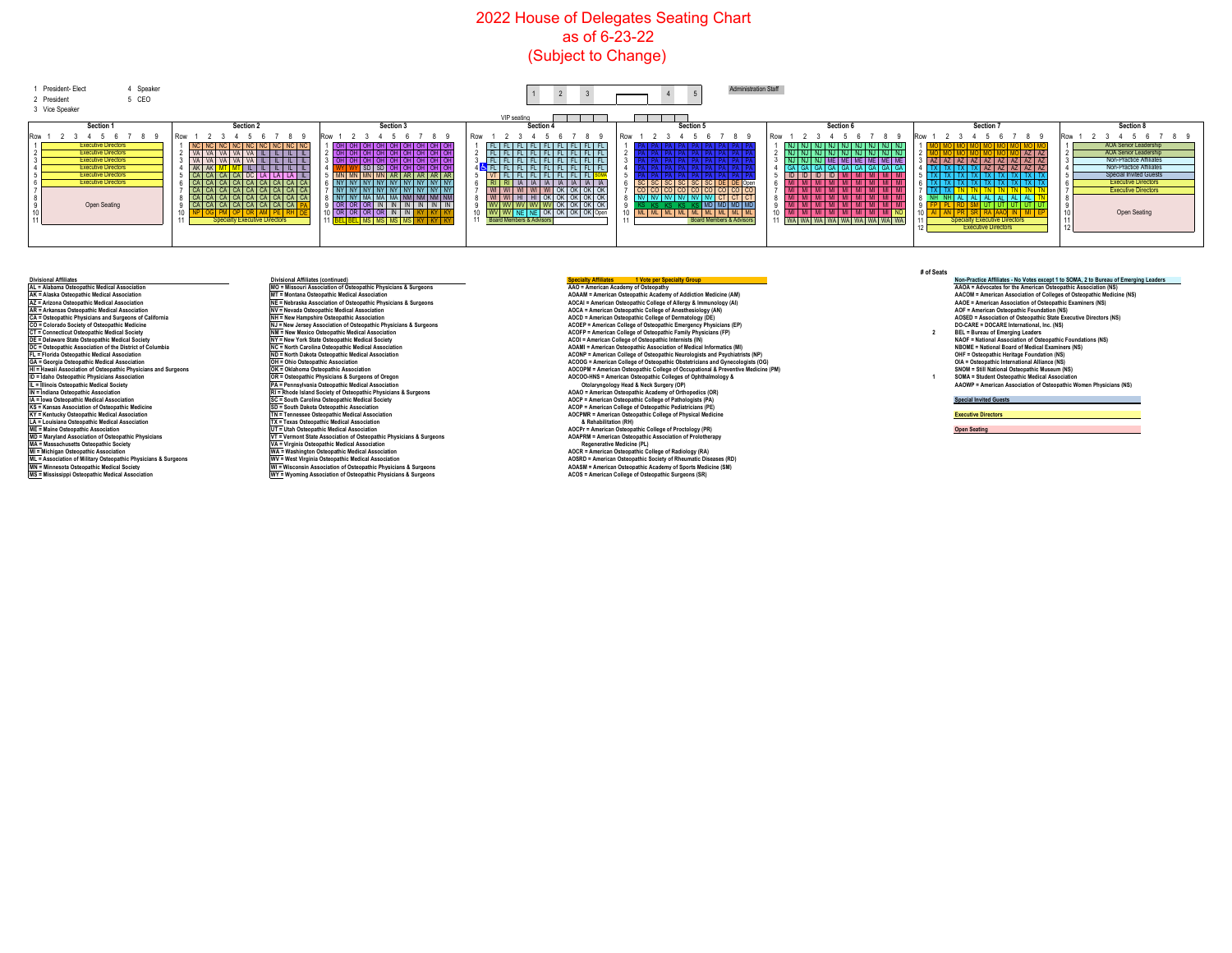# 2022 House of Delegates Seating Chart
## as of 6-23-22
## (Subject to Change)

1 President- Elect
2 President
3 Vice Speaker
4 Speaker
5 CEO

Administration Staff

VIP seating

### Section 1

| Row | 1 | 2 | 3 | 4 | 5 | 6 | 7 | 8 | 9 |
|---|---|---|---|---|---|---|---|---|---|
| 1 | Executive Directors | | | | | | | | |
| 2 | Executive Directors | | | | | | | | |
| 3 | Executive Directors | | | | | | | | |
| 4 | Executive Directors | | | | | | | | |
| 5 | Executive Directors | | | | | | | | |
| 6 | Executive Directors | | | | | | | | |
| 7–11 | Open Seating | | | | | | | | |

### Section 2

| Row | 1 | 2 | 3 | 4 | 5 | 6 | 7 | 8 | 9 |
|---|---|---|---|---|---|---|---|---|---|
| 1 | NC | NC | NC | NC | NC | NC | NC | NC | NC |
| 2 | VA | VA | VA | VA | VA | IL | IL | IL | IL |
| 3 | VA | VA | VA | VA | VA | IL | IL | IL | IL |
| 4 | AK | AK | MT | MT | IL | IL | IL | IL | IL |
| 5 | CA | CA | CA | CA | DC | LA | LA | LA | IL |
| 6 | CA | CA | CA | CA | CA | CA | CA | CA | CA |
| 7 | CA | CA | CA | CA | CA | CA | CA | CA | CA |
| 8 | CA | CA | CA | CA | CA | CA | CA | CA | CA |
| 9 | CA | CA | CA | CA | CA | CA | CA | CA | PA |
| 10 | NP | OG | PM | OP | OR | AM | PE | RH | DE |
| 11 | Specialty Executive Directors | | | | | | | | |

### Section 3

| Row | 1 | 2 | 3 | 4 | 5 | 6 | 7 | 8 | 9 |
|---|---|---|---|---|---|---|---|---|---|
| 1 | OH | OH | OH | OH | OH | OH | OH | OH | OH |
| 2 | OH | OH | OH | OH | OH | OH | OH | OH | OH |
| 3 | OH | OH | OH | OH | OH | OH | OH | OH | OH |
| 4 | WY | WY | SD | SD | OH | OH | OH | OH | OH |
| 5 | MN | MN | MN | MN | AR | AR | AR | AR | AR |
| 6 | NY | NY | NY | NY | NY | NY | NY | NY | NY |
| 7 | NY | NY | NY | NY | NY | NY | NY | NY | NY |
| 8 | NY | NY | MA | MA | MA | NM | NM | NM | NM |
| 9 | OR | OR | OR | IN | IN | IN | IN | IN | IN |
| 10 | OR | OR | OR | OR | IN | IN | KY | KY | KY |
| 11 | BEL | BEL | MS | MS | MS | MS | KY | KY | KY |

### Section 4

| Row | 1 | 2 | 3 | 4 | 5 | 6 | 7 | 8 | 9 |
|---|---|---|---|---|---|---|---|---|---|
| 1 | FL | FL | FL | FL | FL | FL | FL | FL | FL |
| 2 | FL | FL | FL | FL | FL | FL | FL | FL | FL |
| 3 | FL | FL | FL | FL | FL | FL | FL | FL | FL |
| 4 | FL | FL | FL | FL | FL | FL | FL | FL | FL |
| 5 | VT | FL | FL | FL | FL | FL | FL | FL | SOMA |
| 6 | RI | RI | IA | IA | IA | IA | IA | IA | IA |
| 7 | WI | WI | WI | WI | WI | OK | OK | OK | OK |
| 8 | WI | WI | HI | HI | OK | OK | OK | OK | OK |
| 9 | WV | WV | WV | WV | WV | OK | OK | OK | OK |
| 10 | WV | WV | NE | NE | OK | OK | OK | OK | Open |
| 11 | Board Members & Advisors | | | | | | | | |

### Section 5

| Row | 1 | 2 | 3 | 4 | 5 | 6 | 7 | 8 | 9 |
|---|---|---|---|---|---|---|---|---|---|
| 1 | PA | PA | PA | PA | PA | PA | PA | PA | PA |
| 2 | PA | PA | PA | PA | PA | PA | PA | PA | PA |
| 3 | PA | PA | PA | PA | PA | PA | PA | PA | PA |
| 4 | PA | PA | PA | PA | PA | PA | PA | PA | PA |
| 5 | PA | PA | PA | PA | PA | PA | PA | PA | PA |
| 6 | SC | SC | SC | SC | SC | SC | DE | DE | Open |
| 7 | CO | CO | CO | CO | CO | CO | CO | CO | CO |
| 8 | NV | NV | NV | NV | NV | NV | CT | CT | CT |
| 9 | KS | KS | KS | KS | KS | MD | MD | MD | MD |
| 10 | ML | ML | ML | ML | ML | ML | ML | ML | ML |
| 11 | Board Members & Advisors | | | | | | | | |

### Section 6

| Row | 1 | 2 | 3 | 4 | 5 | 6 | 7 | 8 | 9 |
|---|---|---|---|---|---|---|---|---|---|
| 1 | NJ | NJ | NJ | NJ | NJ | NJ | NJ | NJ | NJ |
| 2 | NJ | NJ | NJ | NJ | NJ | NJ | NJ | NJ | NJ |
| 3 | NJ | NJ | NJ | ME | ME | ME | ME | ME | ME |
| 4 | GA | GA | GA | GA | GA | GA | GA | GA | GA |
| 5 | ID | ID | ID | ID | MI | MI | MI | MI | MI |
| 6 | MI | MI | MI | MI | MI | MI | MI | MI | MI |
| 7 | MI | MI | MI | MI | MI | MI | MI | MI | MI |
| 8 | MI | MI | MI | MI | MI | MI | MI | MI | MI |
| 9 | MI | MI | MI | MI | MI | MI | MI | MI | MI |
| 10 | MI | MI | MI | MI | MI | MI | MI | MI | ND |
| 11 | WA | WA | WA | WA | WA | WA | WA | WA | WA |

### Section 7

| Row | 1 | 2 | 3 | 4 | 5 | 6 | 7 | 8 | 9 |
|---|---|---|---|---|---|---|---|---|---|
| 1 | MO | MO | MO | MO | MO | MO | MO | MO | MO |
| 2 | MO | MO | MO | MO | MO | MO | MO | AZ | AZ |
| 3 | AZ | AZ | AZ | AZ | AZ | AZ | AZ | AZ | AZ |
| 4 | TX | TX | TX | AZ | AZ | AZ | AZ | AZ | AZ |
| 5 | TX | TX | TX | TX | TX | TX | TX | TX | TX |
| 6 | TX | TX | TX | TX | TX | TX | TX | TX | TX |
| 7 | TX | TX | TN | TN | TN | TN | TN | TN | TN |
| 8 | NH | NH | AL | AL | AL | AL | AL | AL | TN |
| 9 | FP | PL | RD | SM | UT | UT | UT | UT | UT |
| 10 | AI | AN | PR | SR | RA | AAO | IN | MI | EP |
| 11 | Specialty Executive Directors | | | | | | | | |
| 12 | Executive Directors | | | | | | | | |

### Section 8

| Row | 1 | 2 | 3 | 4 | 5 | 6 | 7 | 8 | 9 |
|---|---|---|---|---|---|---|---|---|---|
| 1 | AOA Senior Leadership | | | | | | | | |
| 2 | AOA Senior Leadership | | | | | | | | |
| 3 | Non-Practice Affiliates | | | | | | | | |
| 4 | Non-Practice Affiliates | | | | | | | | |
| 5 | Special Invited Guests | | | | | | | | |
| 6 | Executive Directors | | | | | | | | |
| 7 | Executive Directors | | | | | | | | |
| 8–12 | Open Seating | | | | | | | | |

### Divisional Affiliates

- AL = Alabama Osteopathic Medical Association
- AK = Alaska Osteopathic Medical Association
- AZ = Arizona Osteopathic Medical Association
- AR = Arkansas Osteopathic Medical Association
- CA = Osteopathic Physicians and Surgeons of California
- CO = Colorado Society of Osteopathic Medicine
- CT = Connecticut Osteopathic Medical Society
- DE = Delaware State Osteopathic Medical Society
- DC = Osteopathic Association of the District of Columbia
- FL = Florida Osteopathic Medical Association
- GA = Georgia Osteopathic Medical Association
- HI = Hawaii Association of Osteopathic Physicians and Surgeons
- ID = Idaho Osteopathic Physicians Association
- IL = Illinois Osteopathic Medical Society
- IN = Indiana Osteopathic Association
- IA = Iowa Osteopathic Medical Association
- KS = Kansas Association of Osteopathic Medicine
- KY = Kentucky Osteopathic Medical Association
- LA = Louisiana Osteopathic Medical Association
- ME = Maine Osteopathic Association
- MD = Maryland Association of Osteopathic Physicians
- MA = Massachusetts Osteopathic Society
- MI = Michigan Osteopathic Association
- ML = Association of Military Osteopathic Physicians & Surgeons
- MN = Minnesota Osteopathic Medical Society
- MS = Mississippi Osteopathic Medical Association

### Divisional Affiliates (continued)

- MO = Missouri Association of Osteopathic Physicians & Surgeons
- MT = Montana Osteopathic Medical Association
- NE = Nebraska Association of Osteopathic Physicians & Surgeons
- NV = Nevada Osteopathic Medical Association
- NH = New Hampshire Osteopathic Association
- NJ = New Jersey Association of Osteopathic Physicians & Surgeons
- NM = New Mexico Osteopathic Medical Association
- NY = New York State Osteopathic Medical Society
- NC = North Carolina Osteopathic Medical Association
- ND = North Dakota Osteopathic Medical Association
- OH = Ohio Osteopathic Association
- OK = Oklahoma Osteopathic Association
- OR = Osteopathic Physicians & Surgeons of Oregon
- PA = Pennsylvania Osteopathic Medical Association
- RI = Rhode Island Society of Osteopathic Physicians & Surgeons
- SC = South Carolina Osteopathic Medical Society
- SD = South Dakota Osteopathic Association
- TN = Tennessee Osteopathic Medical Association
- TX = Texas Osteopathic Medical Association
- UT = Utah Osteopathic Medical Association
- VT = Vermont State Association of Osteopathic Physicians & Surgeons
- VA = Virginia Osteopathic Medical Association
- WA = Washington Osteopathic Medical Association
- WV = West Virginia Osteopathic Medical Association
- WI = Wisconsin Association of Osteopathic Physicians & Surgeons
- WY = Wyoming Association of Osteopathic Physicians & Surgeons

### Specialty Affiliates — 1 Vote per Specialty Group

- AAO = American Academy of Osteopathy
- AOAAM = American Osteopathic Academy of Addiction Medicine (AM)
- AOCAI = American Osteopathic College of Allergy & Immunology (AI)
- AOCA = American Osteopathic College of Anesthesiology (AN)
- AOCD = American Osteopathic College of Dermatology (DE)
- ACOEP = American College of Osteopathic Emergency Physicians (EP)
- ACOFP = American College of Osteopathic Family Physicians (FP)
- ACOI = American College of Osteopathic Internists (IN)
- AOAMI = American Osteopathic Association of Medical Informatics (MI)
- ACONP = American College of Osteopathic Neurologists and Psychiatrists (NP)
- ACOOG = American College of Osteopathic Obstetricians and Gynecologists (OG)
- ACOPMP = American Osteopathic College of Occupational & Preventive Medicine (PM)
- AOCOO-HNS = American Osteopathic Colleges of Ophthalmology & Otolaryngology Head & Neck Surgery (OP)
- AOAO = American Osteopathic Academy of Orthopedics (OR)
- AOCP = American Osteopathic College of Pathologists (PA)
- ACOP = American College of Osteopathic Pediatricians (PE)
- AOCPMR = American Osteopathic College of Physical Medicine & Rehabilitation (RH)
- AOCPr = American Osteopathic College of Proctology (PR)
- AOAPRM = American Osteopathic Association of Prolotherapy Regenerative Medicine (PL)
- AOCR = American Osteopathic College of Radiology (RA)
- AOSRD = American Osteopathic Society of Rheumatic Diseases (RD)
- AOASM = American Osteopathic Academy of Sports Medicine (SM)
- ACOS = American College of Osteopathic Surgeons (SR)

### Non-Practice Affiliates - No Votes except 1 to SOMA, 2 to Bureau of Emerging Leaders

| # of Seats | Affiliate |
|---|---|
| | AAOA = Advocates for the American Osteopathic Association (NS) |
| | AACOM = American Association of Colleges of Osteopathic Medicine (NS) |
| | AAOE = American Association of Osteopathic Examiners (NS) |
| | AOF = American Osteopathic Foundation (NS) |
| | AOSED = Association of Osteopathic State Executive Directors (NS) |
| | DO-CARE = DOCARE International, Inc. (NS) |
| 2 | BEL = Bureau of Emerging Leaders |
| | NAOF = National Association of Osteopathic Foundations (NS) |
| | NBOME = National Board of Medical Examiners (NS) |
| | OHF = Osteopathic Heritage Foundation (NS) |
| | OIA = Osteopathic International Alliance (NS) |
| | SNOM = Still National Osteopathic Museum (NS) |
| 1 | SOMA = Student Osteopathic Medical Association |
| | AAOWP = American Association of Osteopathic Women Physicians (NS) |

Special Invited Guests

Executive Directors

Open Seating